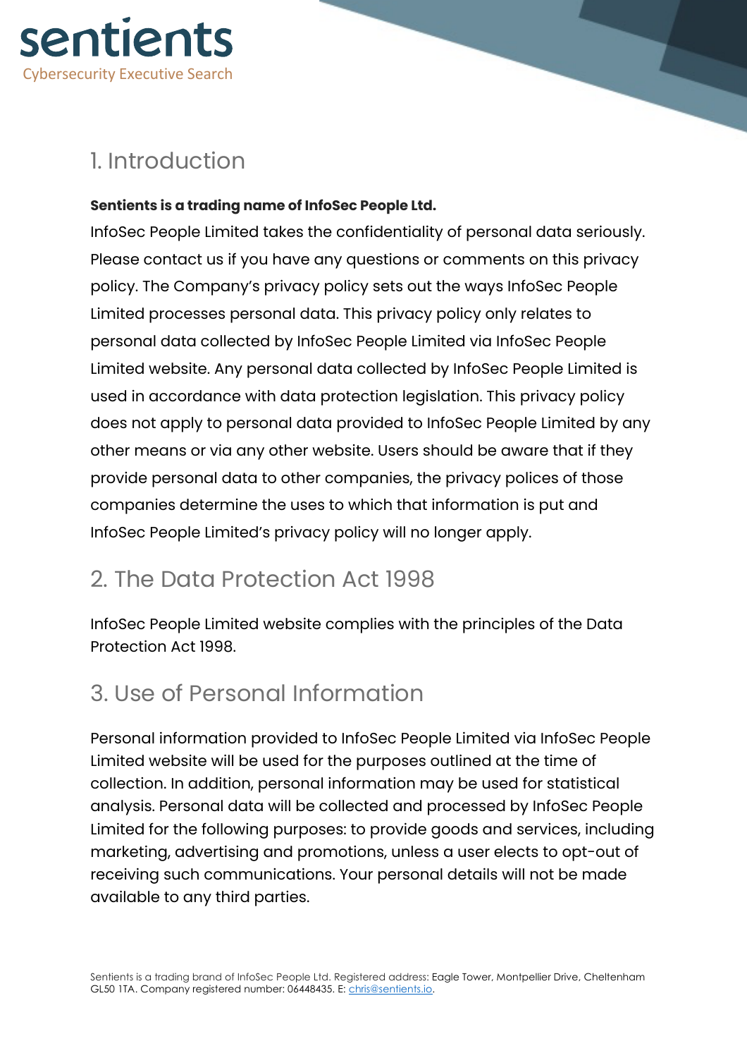sentients

Cybersecurity Executive Search

## 1. Introduction

**Sentients is a trading name of InfoSec People Ltd.**

InfoSec People Limited takes the confidentiality of personal data seriously. Please contact us if you have any questions or comments on this privacy policy. The Company's privacy policy sets out the ways InfoSec People Limited processes personal data. This privacy policy only relates to personal data collected by InfoSec People Limited via InfoSec People Limited website. Any personal data collected by InfoSec People Limited is used in accordance with data protection legislation. This privacy policy does not apply to personal data provided to InfoSec People Limited by any other means or via any other website. Users should be aware that if they provide personal data to other companies, the privacy polices of those companies determine the uses to which that information is put and InfoSec People Limited's privacy policy will no longer apply.

## 2. The Data Protection Act 1998

InfoSec People Limited website complies with the principles of the Data Protection Act 1998.

## 3. Use of Personal Information

Personal information provided to InfoSec People Limited via InfoSec People Limited website will be used for the purposes outlined at the time of collection. In addition, personal information may be used for statistical analysis. Personal data will be collected and processed by InfoSec People Limited for the following purposes: to provide goods and services, including marketing, advertising and promotions, unless a user elects to opt-out of receiving such communications. Your personal details will not be made available to any third parties.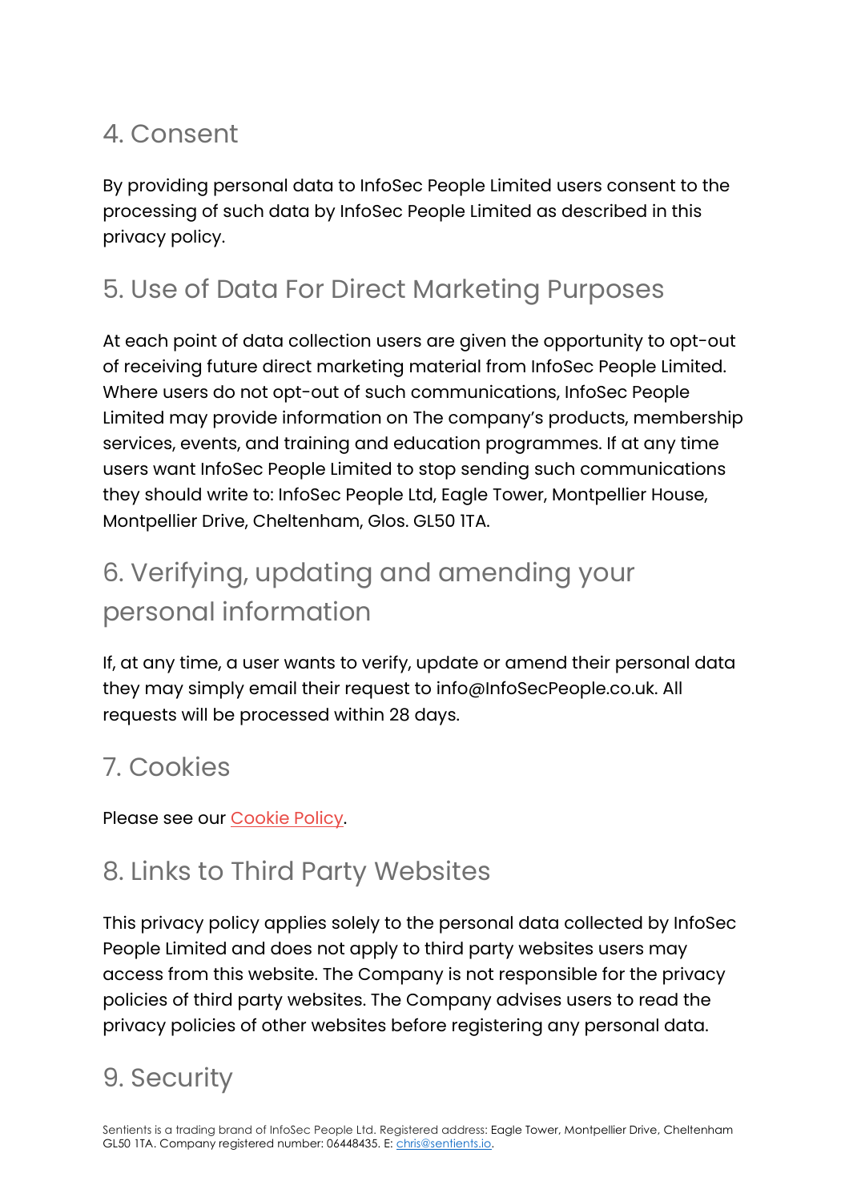## 4. Consent

By providing personal data to InfoSec People Limited users consent to the processing of such data by InfoSec People Limited as described in this privacy policy.

## 5. Use of Data For Direct Marketing Purposes

At each point of data collection users are given the opportunity to opt-out of receiving future direct marketing material from InfoSec People Limited. Where users do not opt-out of such communications, InfoSec People Limited may provide information on The company's products, membership services, events, and training and education programmes. If at any time users want InfoSec People Limited to stop sending such communications they should write to: InfoSec People Ltd, Eagle Tower, Montpellier House, Montpellier Drive, Cheltenham, Glos. GL50 1TA.

## 6. Verifying, updating and amending your personal information

If, at any time, a user wants to verify, update or amend their personal data they may simply email their request to info@InfoSecPeople.co.uk. All requests will be processed within 28 days.

## 7. Cookies

Please see our [Cookie Policy](#).

## 8. Links to Third Party Websites

This privacy policy applies solely to the personal data collected by InfoSec People Limited and does not apply to third party websites users may access from this website. The Company is not responsible for the privacy policies of third party websites. The Company advises users to read the privacy policies of other websites before registering any personal data.

## 9. Security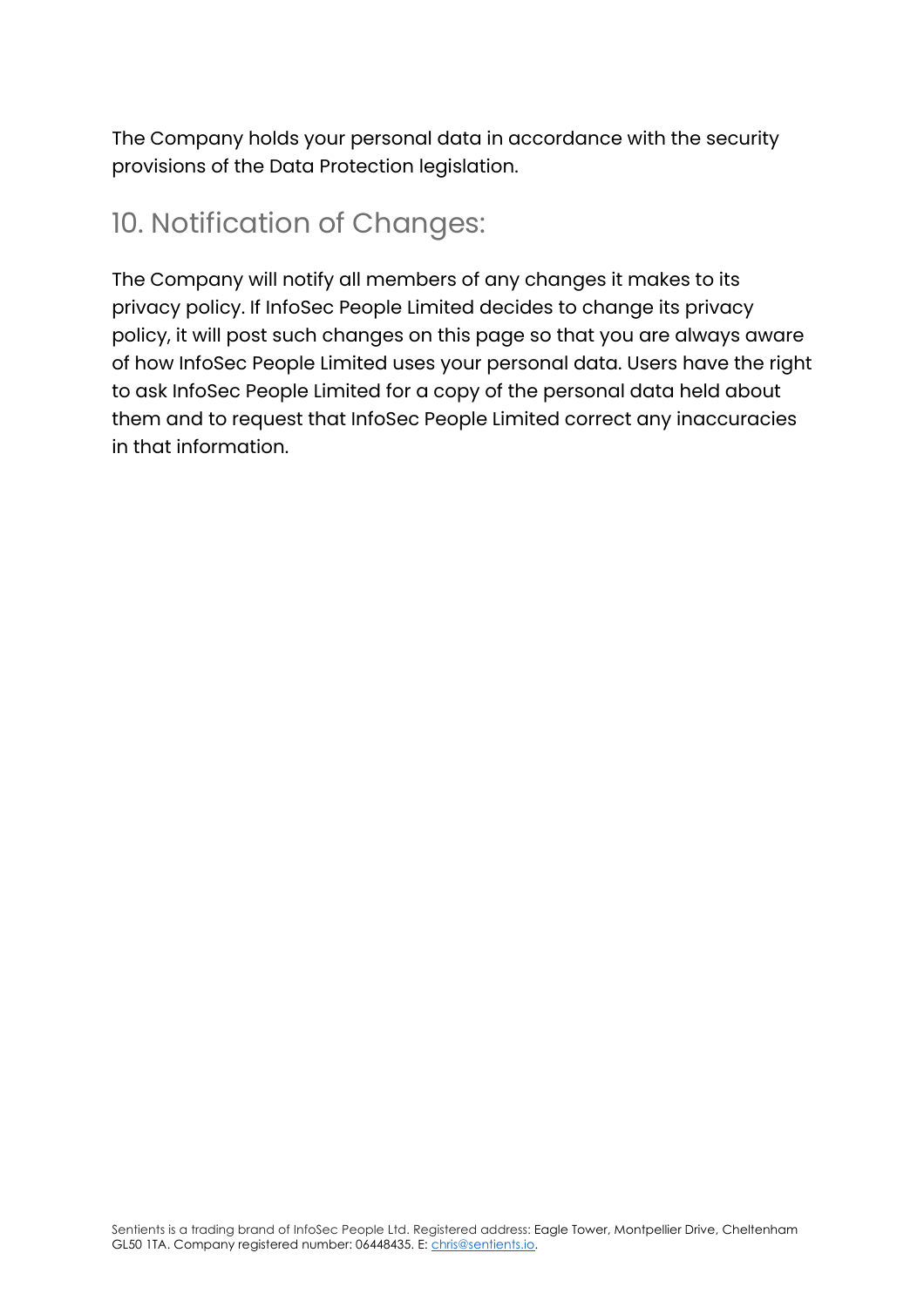The Company holds your personal data in accordance with the security provisions of the Data Protection legislation.

## 10. Notification of Changes:

The Company will notify all members of any changes it makes to its privacy policy. If InfoSec People Limited decides to change its privacy policy, it will post such changes on this page so that you are always aware of how InfoSec People Limited uses your personal data. Users have the right to ask InfoSec People Limited for a copy of the personal data held about them and to request that InfoSec People Limited correct any inaccuracies in that information.